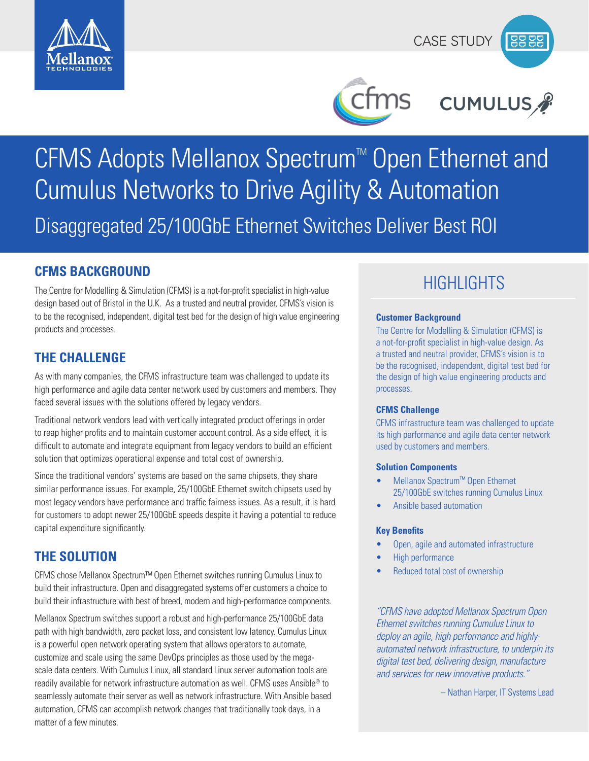CASE STUDY

# CFMS Adopts Mellanox Spectrum™ Open Ethernet and Cumulus Networks to Drive Agility & Automation

## Disaggregated 25/100GbE Ethernet Switches Deliver Best ROI

## CFMS BACKGROUND

The Centre for Modelling & Simulation (CFMS) is a not-for-profit specialist in high-value design based out of Bristol in the U.K. As a trusted and neutral provider, CFMS's vision is to be the recognised, independent, digital test bed for the design of high value engineering products and processes.

## THE CHALLENGE

As with many companies, the CFMS infrastructure team was challenged to update its high performance and agile data center network used by customers and members. They faced several issues with the solutions offered by legacy vendors.

Traditional network vendors lead with vertically integrated product offerings in order to reap higher profits and to maintain customer account control. As a side effect, it is difficult to automate and integrate equipment from legacy vendors to build an efficient solution that optimizes operational expense and total cost of ownership.

Since the traditional vendors' systems are based on the same chipsets, they share similar performance issues. For example, 25/100GbE Ethernet switch chipsets used by most legacy vendors have performance and traffic fairness issues. As a result, it is hard for customers to adopt newer 25/100GbE speeds despite it having a potential to reduce capital expenditure significantly.

## THE SOLUTION

CFMS chose Mellanox Spectrum™ Open Ethernet switches running Cumulus Linux to build their infrastructure. Open and disaggregated systems offer customers a choice to build their infrastructure with best of breed, modern and high-performance components.

Mellanox Spectrum switches support a robust and high-performance 25/100GbE data path with high bandwidth, zero packet loss, and consistent low latency. Cumulus Linux is a powerful open network operating system that allows operators to automate, customize and scale using the same DevOps principles as those used by the mega-scale data centers. With Cumulus Linux, all standard Linux server automation tools are readily available for network infrastructure automation as well. CFMS uses Ansible® to seamlessly automate their server as well as network infrastructure. With Ansible based automation, CFMS can accomplish network changes that traditionally took days, in a matter of a few minutes.

## HIGHLIGHTS

### Customer Background

The Centre for Modelling & Simulation (CFMS) is a not-for-profit specialist in high-value design. As a trusted and neutral provider, CFMS's vision is to be the recognised, independent, digital test bed for the design of high value engineering products and processes.

### CFMS Challenge

CFMS infrastructure team was challenged to update its high performance and agile data center network used by customers and members.

### Solution Components

- Mellanox Spectrum™ Open Ethernet 25/100GbE switches running Cumulus Linux
- Ansible based automation

### Key Benefits

- Open, agile and automated infrastructure
- High performance
- Reduced total cost of ownership

*"CFMS have adopted Mellanox Spectrum Open Ethernet switches running Cumulus Linux to deploy an agile, high performance and highly-automated network infrastructure, to underpin its digital test bed, delivering design, manufacture and services for new innovative products."*

– Nathan Harper, IT Systems Lead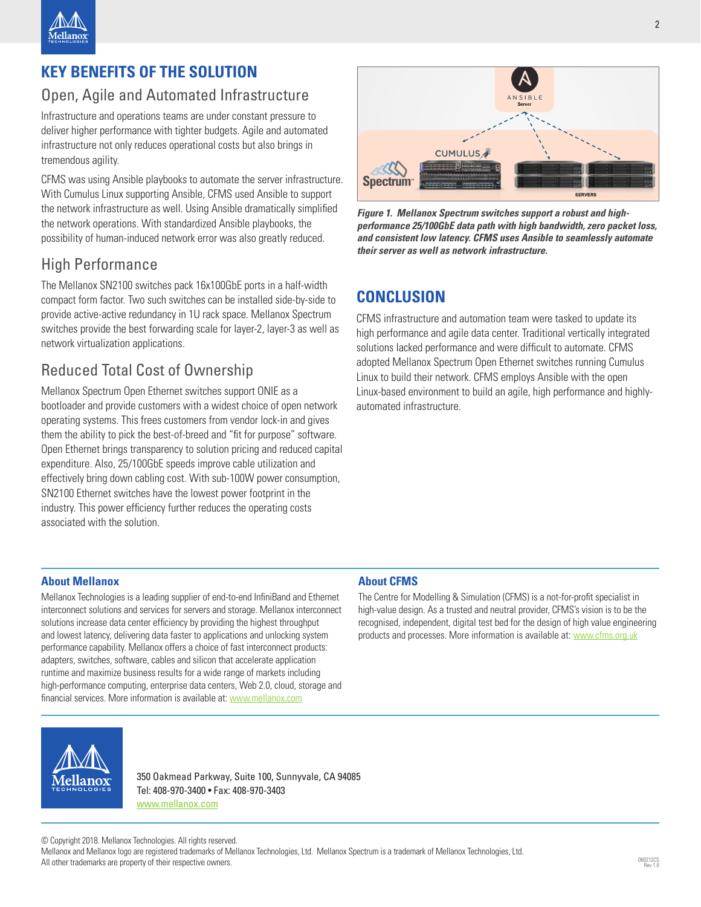## KEY BENEFITS OF THE SOLUTION

### Open, Agile and Automated Infrastructure

Infrastructure and operations teams are under constant pressure to deliver higher performance with tighter budgets. Agile and automated infrastructure not only reduces operational costs but also brings in tremendous agility.

CFMS was using Ansible playbooks to automate the server infrastructure. With Cumulus Linux supporting Ansible, CFMS used Ansible to support the network infrastructure as well. Using Ansible dramatically simplified the network operations. With standardized Ansible playbooks, the possibility of human-induced network error was also greatly reduced.

### High Performance

The Mellanox SN2100 switches pack 16x100GbE ports in a half-width compact form factor. Two such switches can be installed side-by-side to provide active-active redundancy in 1U rack space. Mellanox Spectrum switches provide the best forwarding scale for layer-2, layer-3 as well as network virtualization applications.

### Reduced Total Cost of Ownership

Mellanox Spectrum Open Ethernet switches support ONIE as a bootloader and provide customers with a widest choice of open network operating systems. This frees customers from vendor lock-in and gives them the ability to pick the best-of-breed and "fit for purpose" software. Open Ethernet brings transparency to solution pricing and reduced capital expenditure. Also, 25/100GbE speeds improve cable utilization and effectively bring down cabling cost. With sub-100W power consumption, SN2100 Ethernet switches have the lowest power footprint in the industry. This power efficiency further reduces the operating costs associated with the solution.

ANSIBLE
Server
CUMULUS
Spectrum
SERVERS

***Figure 1. Mellanox Spectrum switches support a robust and high-performance 25/100GbE data path with high bandwidth, zero packet loss, and consistent low latency. CFMS uses Ansible to seamlessly automate their server as well as network infrastructure.***

## CONCLUSION

CFMS infrastructure and automation team were tasked to update its high performance and agile data center. Traditional vertically integrated solutions lacked performance and were difficult to automate. CFMS adopted Mellanox Spectrum Open Ethernet switches running Cumulus Linux to build their network. CFMS employs Ansible with the open Linux-based environment to build an agile, high performance and highly-automated infrastructure.

### About Mellanox

Mellanox Technologies is a leading supplier of end-to-end InfiniBand and Ethernet interconnect solutions and services for servers and storage. Mellanox interconnect solutions increase data center efficiency by providing the highest throughput and lowest latency, delivering data faster to applications and unlocking system performance capability. Mellanox offers a choice of fast interconnect products: adapters, switches, software, cables and silicon that accelerate application runtime and maximize business results for a wide range of markets including high-performance computing, enterprise data centers, Web 2.0, cloud, storage and financial services. More information is available at: www.mellanox.com

### About CFMS

The Centre for Modelling & Simulation (CFMS) is a not-for-profit specialist in high-value design. As a trusted and neutral provider, CFMS's vision is to be the recognised, independent, digital test bed for the design of high value engineering products and processes. More information is available at: www.cfms.org.uk

350 Oakmead Parkway, Suite 100, Sunnyvale, CA 94085
Tel: 408-970-3400 • Fax: 408-970-3403
www.mellanox.com

© Copyright 2018. Mellanox Technologies. All rights reserved.
Mellanox and Mellanox logo are registered trademarks of Mellanox Technologies, Ltd. Mellanox Spectrum is a trademark of Mellanox Technologies, Ltd.
All other trademarks are property of their respective owners.

060212CS
Rev 1.0